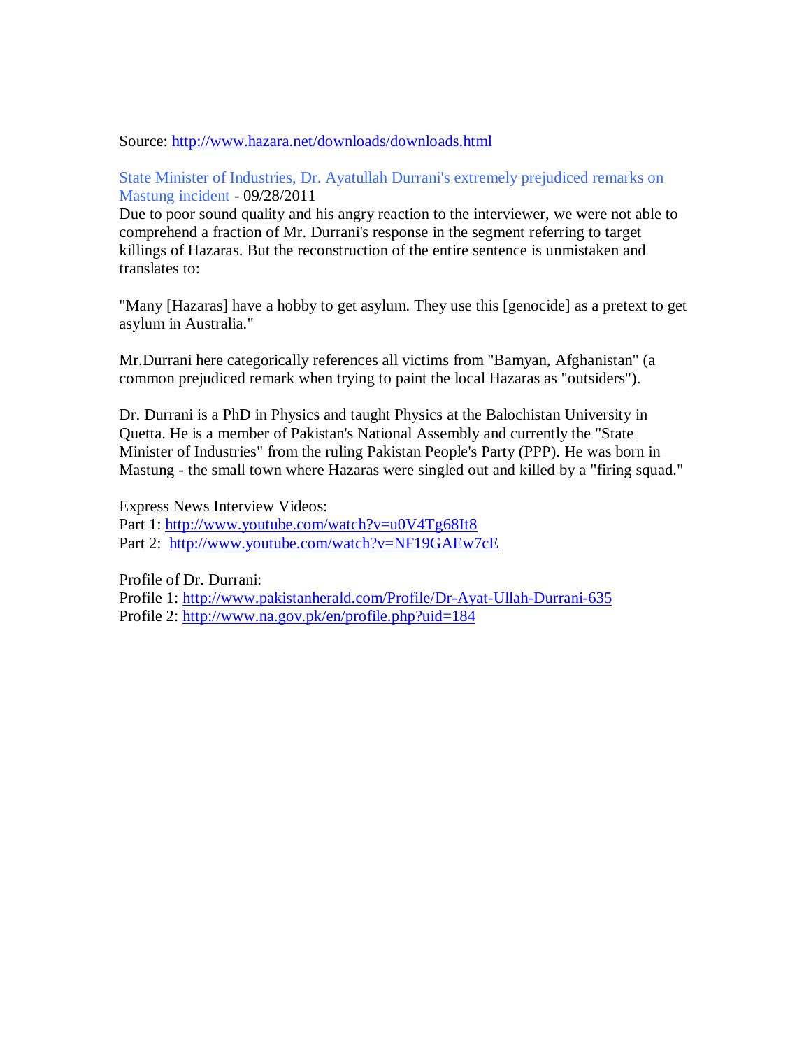Source: http://www.hazara.net/downloads/downloads.html

State Minister of Industries, Dr. Ayatullah Durrani's extremely prejudiced remarks on Mastung incident - 09/28/2011

Due to poor sound quality and his angry reaction to the interviewer, we were not able to comprehend a fraction of Mr. Durrani's response in the segment referring to target killings of Hazaras. But the reconstruction of the entire sentence is unmistaken and translates to:

"Many [Hazaras] have a hobby to get asylum. They use this [genocide] as a pretext to get asylum in Australia."

Mr.Durrani here categorically references all victims from "Bamyan, Afghanistan" (a common prejudiced remark when trying to paint the local Hazaras as "outsiders").

Dr. Durrani is a PhD in Physics and taught Physics at the Balochistan University in Quetta. He is a member of Pakistan's National Assembly and currently the "State Minister of Industries" from the ruling Pakistan People's Party (PPP). He was born in Mastung - the small town where Hazaras were singled out and killed by a "firing squad."

Express News Interview Videos:
Part 1: http://www.youtube.com/watch?v=u0V4Tg68It8
Part 2: http://www.youtube.com/watch?v=NF19GAEw7cE

Profile of Dr. Durrani:
Profile 1: http://www.pakistanherald.com/Profile/Dr-Ayat-Ullah-Durrani-635
Profile 2: http://www.na.gov.pk/en/profile.php?uid=184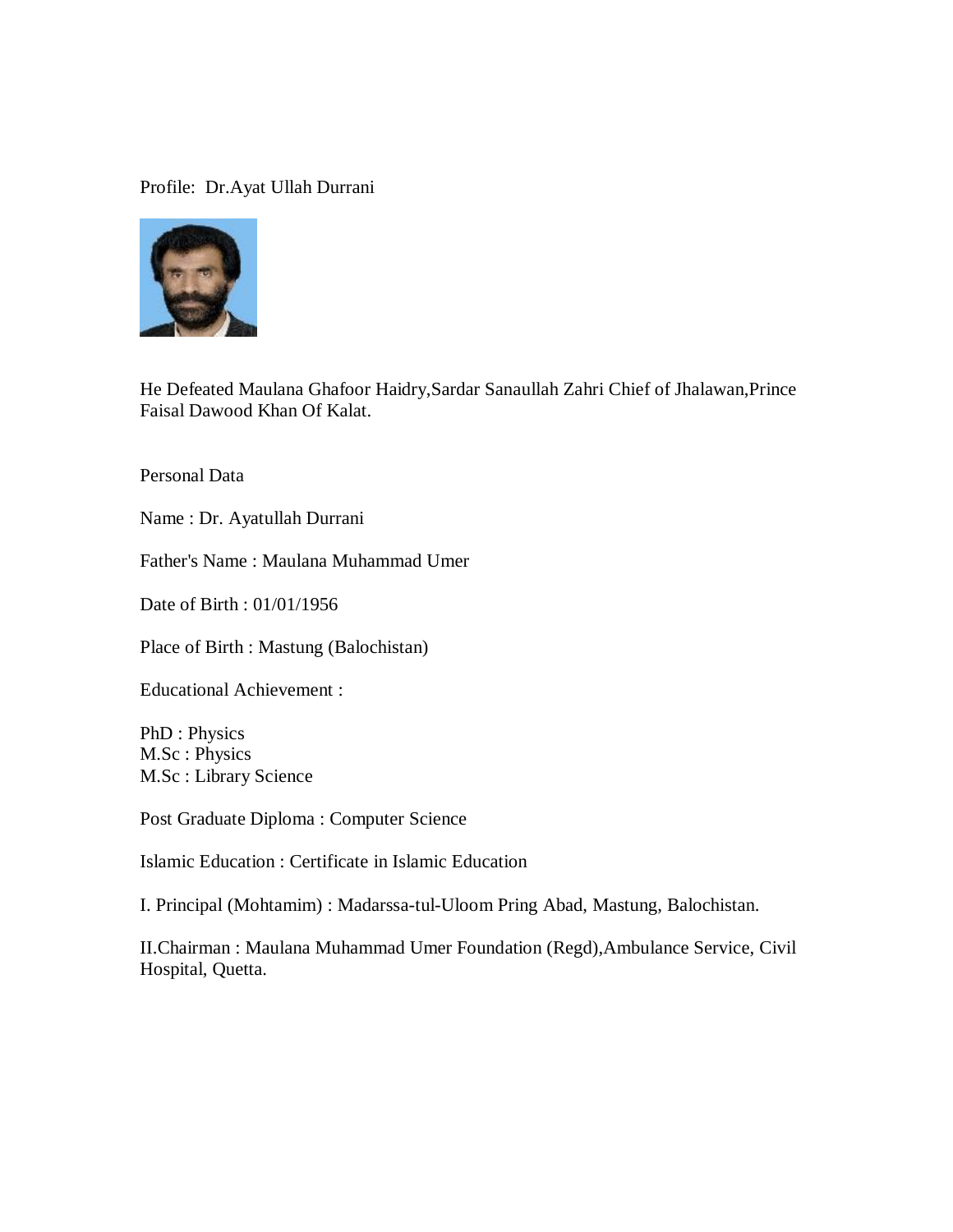Profile: Dr.Ayat Ullah Durrani

He Defeated Maulana Ghafoor Haidry,Sardar Sanaullah Zahri Chief of Jhalawan,Prince Faisal Dawood Khan Of Kalat.

Personal Data

Name : Dr. Ayatullah Durrani

Father's Name : Maulana Muhammad Umer

Date of Birth : 01/01/1956

Place of Birth : Mastung (Balochistan)

Educational Achievement :

PhD : Physics
M.Sc : Physics
M.Sc : Library Science

Post Graduate Diploma : Computer Science

Islamic Education : Certificate in Islamic Education

I. Principal (Mohtamim) : Madarssa-tul-Uloom Pring Abad, Mastung, Balochistan.

II.Chairman : Maulana Muhammad Umer Foundation (Regd),Ambulance Service, Civil Hospital, Quetta.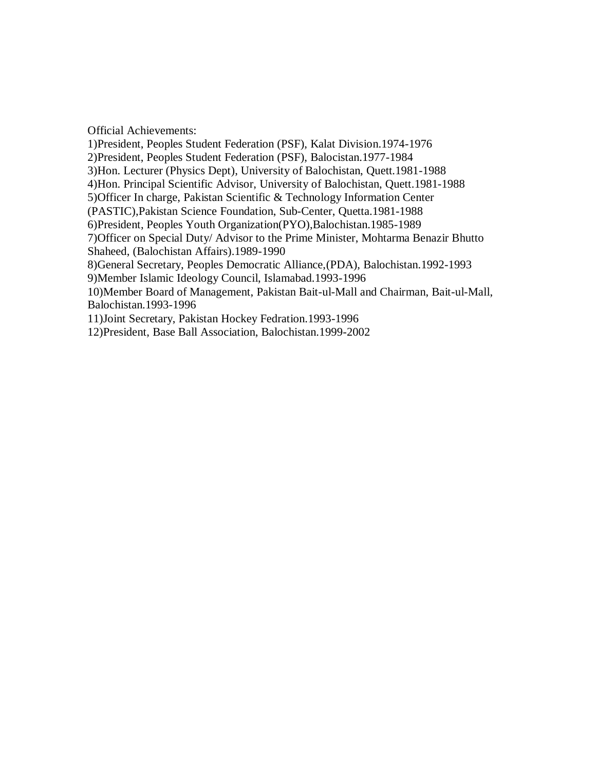Official Achievements:

1)President, Peoples Student Federation (PSF), Kalat Division.1974-1976
2)President, Peoples Student Federation (PSF), Balocistan.1977-1984
3)Hon. Lecturer (Physics Dept), University of Balochistan, Quett.1981-1988
4)Hon. Principal Scientific Advisor, University of Balochistan, Quett.1981-1988
5)Officer In charge, Pakistan Scientific & Technology Information Center (PASTIC),Pakistan Science Foundation, Sub-Center, Quetta.1981-1988
6)President, Peoples Youth Organization(PYO),Balochistan.1985-1989
7)Officer on Special Duty/ Advisor to the Prime Minister, Mohtarma Benazir Bhutto Shaheed, (Balochistan Affairs).1989-1990
8)General Secretary, Peoples Democratic Alliance,(PDA), Balochistan.1992-1993
9)Member Islamic Ideology Council, Islamabad.1993-1996
10)Member Board of Management, Pakistan Bait-ul-Mall and Chairman, Bait-ul-Mall, Balochistan.1993-1996
11)Joint Secretary, Pakistan Hockey Fedration.1993-1996
12)President, Base Ball Association, Balochistan.1999-2002